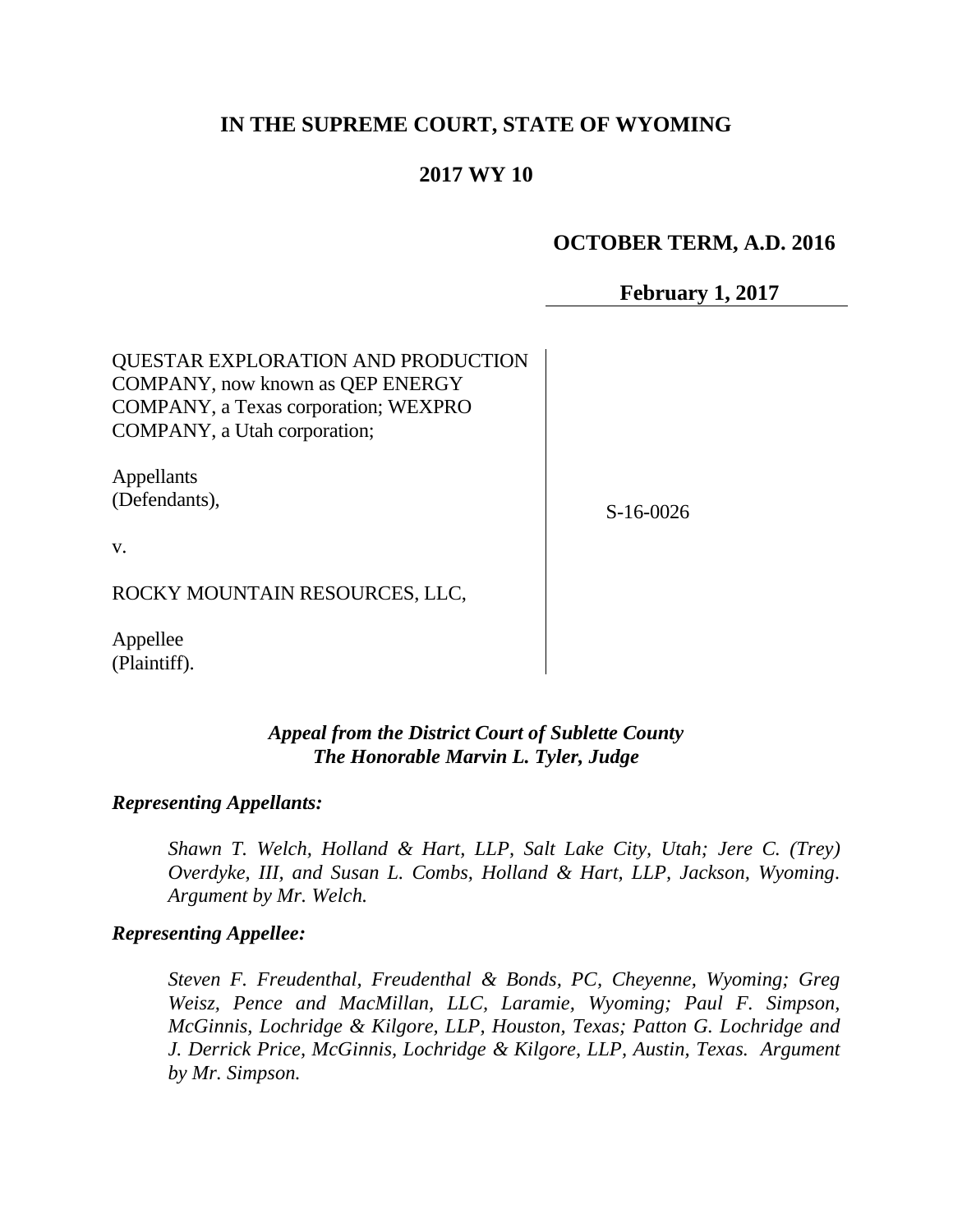# IN THE SUPREME COURT, STATE OF WYOMING

## 2017 WY 10

**OCTOBER TERM, A.D. 2016**

**February 1, 2017**

QUESTAR EXPLORATION AND PRODUCTION COMPANY, now known as QEP ENERGY COMPANY, a Texas corporation; WEXPRO COMPANY, a Utah corporation;

Appellants (Defendants),

v.

ROCKY MOUNTAIN RESOURCES, LLC,

Appellee (Plaintiff).

S-16-0026

***Appeal from the District Court of Sublette County***
***The Honorable Marvin L. Tyler, Judge***

***Representing Appellants:***

*Shawn T. Welch, Holland & Hart, LLP, Salt Lake City, Utah; Jere C. (Trey) Overdyke, III, and Susan L. Combs, Holland & Hart, LLP, Jackson, Wyoming. Argument by Mr. Welch.*

***Representing Appellee:***

*Steven F. Freudenthal, Freudenthal & Bonds, PC, Cheyenne, Wyoming; Greg Weisz, Pence and MacMillan, LLC, Laramie, Wyoming; Paul F. Simpson, McGinnis, Lochridge & Kilgore, LLP, Houston, Texas; Patton G. Lochridge and J. Derrick Price, McGinnis, Lochridge & Kilgore, LLP, Austin, Texas. Argument by Mr. Simpson.*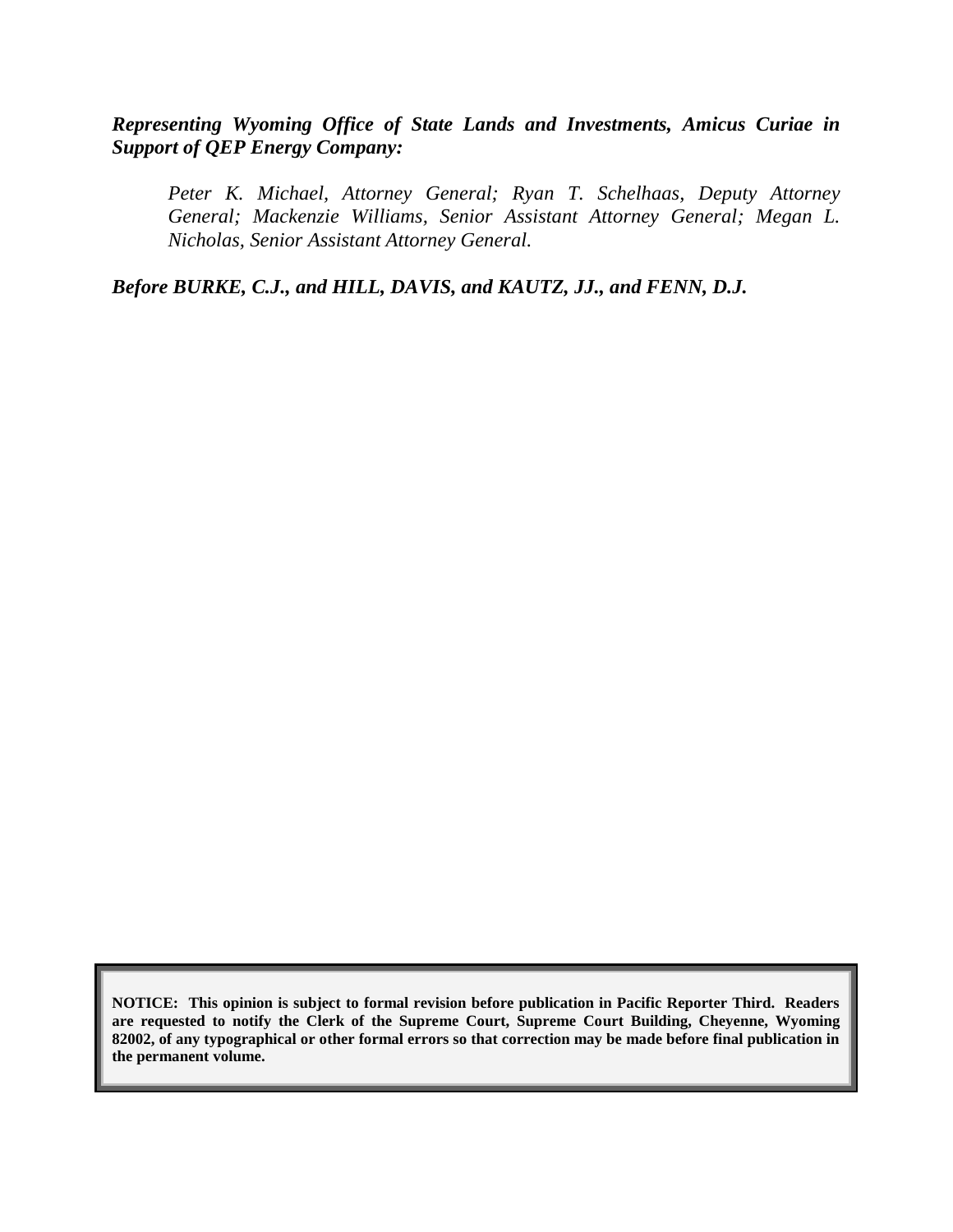***Representing Wyoming Office of State Lands and Investments, Amicus Curiae in Support of QEP Energy Company:***

> *Peter K. Michael, Attorney General; Ryan T. Schelhaas, Deputy Attorney General; Mackenzie Williams, Senior Assistant Attorney General; Megan L. Nicholas, Senior Assistant Attorney General.*

***Before BURKE, C.J., and HILL, DAVIS, and KAUTZ, JJ., and FENN, D.J.***

**NOTICE: This opinion is subject to formal revision before publication in Pacific Reporter Third. Readers are requested to notify the Clerk of the Supreme Court, Supreme Court Building, Cheyenne, Wyoming 82002, of any typographical or other formal errors so that correction may be made before final publication in the permanent volume.**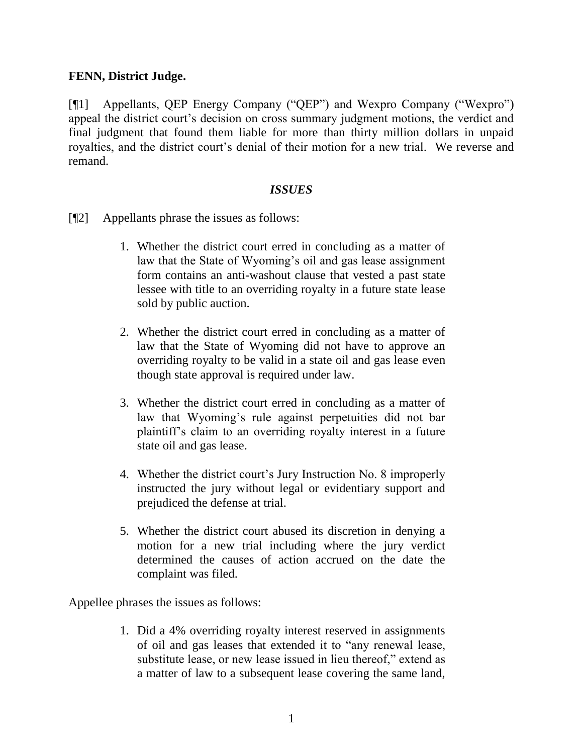**FENN, District Judge.**

[¶1] Appellants, QEP Energy Company ("QEP") and Wexpro Company ("Wexpro") appeal the district court's decision on cross summary judgment motions, the verdict and final judgment that found them liable for more than thirty million dollars in unpaid royalties, and the district court's denial of their motion for a new trial. We reverse and remand.

### *ISSUES*

[¶2] Appellants phrase the issues as follows:

> 1. Whether the district court erred in concluding as a matter of law that the State of Wyoming's oil and gas lease assignment form contains an anti-washout clause that vested a past state lessee with title to an overriding royalty in a future state lease sold by public auction.
>
> 2. Whether the district court erred in concluding as a matter of law that the State of Wyoming did not have to approve an overriding royalty to be valid in a state oil and gas lease even though state approval is required under law.
>
> 3. Whether the district court erred in concluding as a matter of law that Wyoming's rule against perpetuities did not bar plaintiff's claim to an overriding royalty interest in a future state oil and gas lease.
>
> 4. Whether the district court's Jury Instruction No. 8 improperly instructed the jury without legal or evidentiary support and prejudiced the defense at trial.
>
> 5. Whether the district court abused its discretion in denying a motion for a new trial including where the jury verdict determined the causes of action accrued on the date the complaint was filed.

Appellee phrases the issues as follows:

> 1. Did a 4% overriding royalty interest reserved in assignments of oil and gas leases that extended it to "any renewal lease, substitute lease, or new lease issued in lieu thereof," extend as a matter of law to a subsequent lease covering the same land,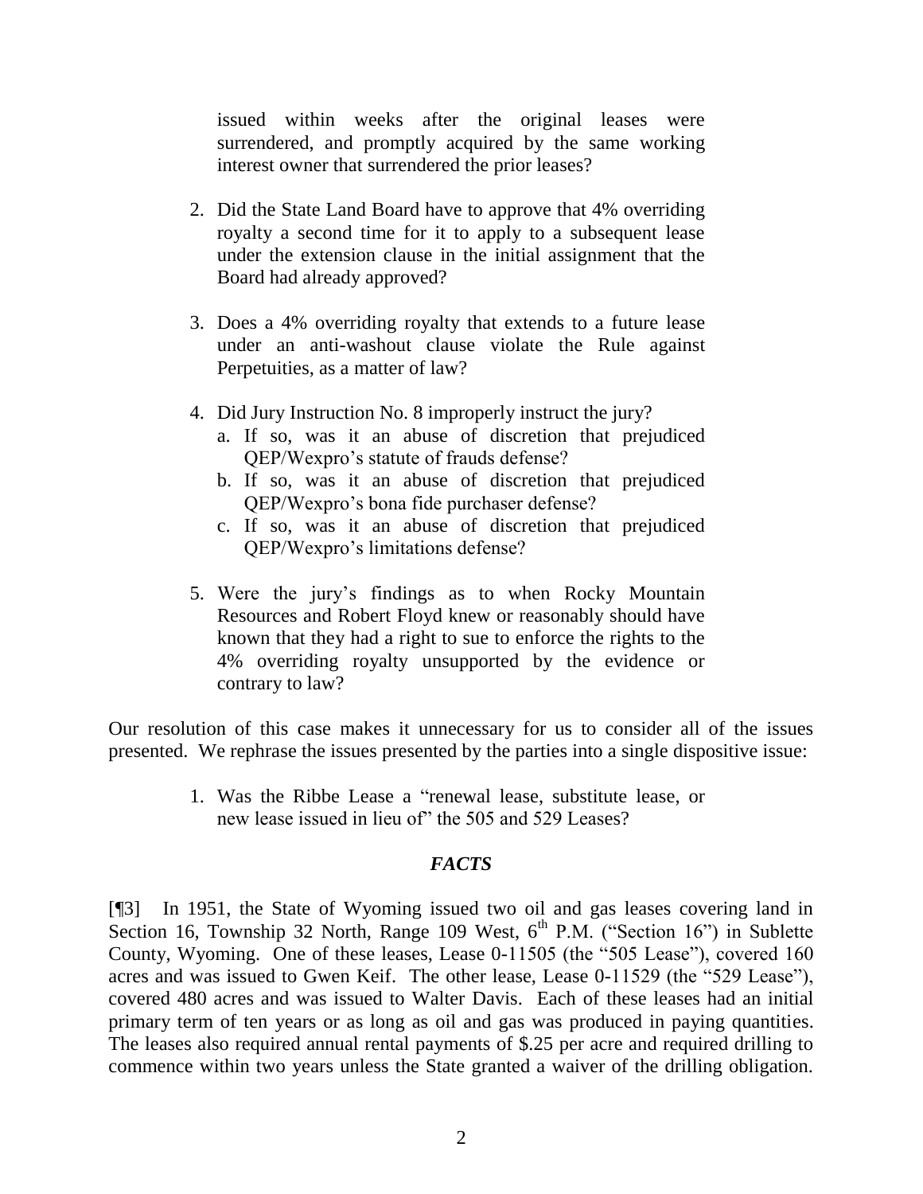issued within weeks after the original leases were surrendered, and promptly acquired by the same working interest owner that surrendered the prior leases?

2. Did the State Land Board have to approve that 4% overriding royalty a second time for it to apply to a subsequent lease under the extension clause in the initial assignment that the Board had already approved?

3. Does a 4% overriding royalty that extends to a future lease under an anti-washout clause violate the Rule against Perpetuities, as a matter of law?

4. Did Jury Instruction No. 8 improperly instruct the jury?
   a. If so, was it an abuse of discretion that prejudiced QEP/Wexpro's statute of frauds defense?
   b. If so, was it an abuse of discretion that prejudiced QEP/Wexpro's bona fide purchaser defense?
   c. If so, was it an abuse of discretion that prejudiced QEP/Wexpro's limitations defense?

5. Were the jury's findings as to when Rocky Mountain Resources and Robert Floyd knew or reasonably should have known that they had a right to sue to enforce the rights to the 4% overriding royalty unsupported by the evidence or contrary to law?

Our resolution of this case makes it unnecessary for us to consider all of the issues presented. We rephrase the issues presented by the parties into a single dispositive issue:

1. Was the Ribbe Lease a "renewal lease, substitute lease, or new lease issued in lieu of" the 505 and 529 Leases?

## *FACTS*

[¶3] In 1951, the State of Wyoming issued two oil and gas leases covering land in Section 16, Township 32 North, Range 109 West, 6th P.M. ("Section 16") in Sublette County, Wyoming. One of these leases, Lease 0-11505 (the "505 Lease"), covered 160 acres and was issued to Gwen Keif. The other lease, Lease 0-11529 (the "529 Lease"), covered 480 acres and was issued to Walter Davis. Each of these leases had an initial primary term of ten years or as long as oil and gas was produced in paying quantities. The leases also required annual rental payments of \$.25 per acre and required drilling to commence within two years unless the State granted a waiver of the drilling obligation.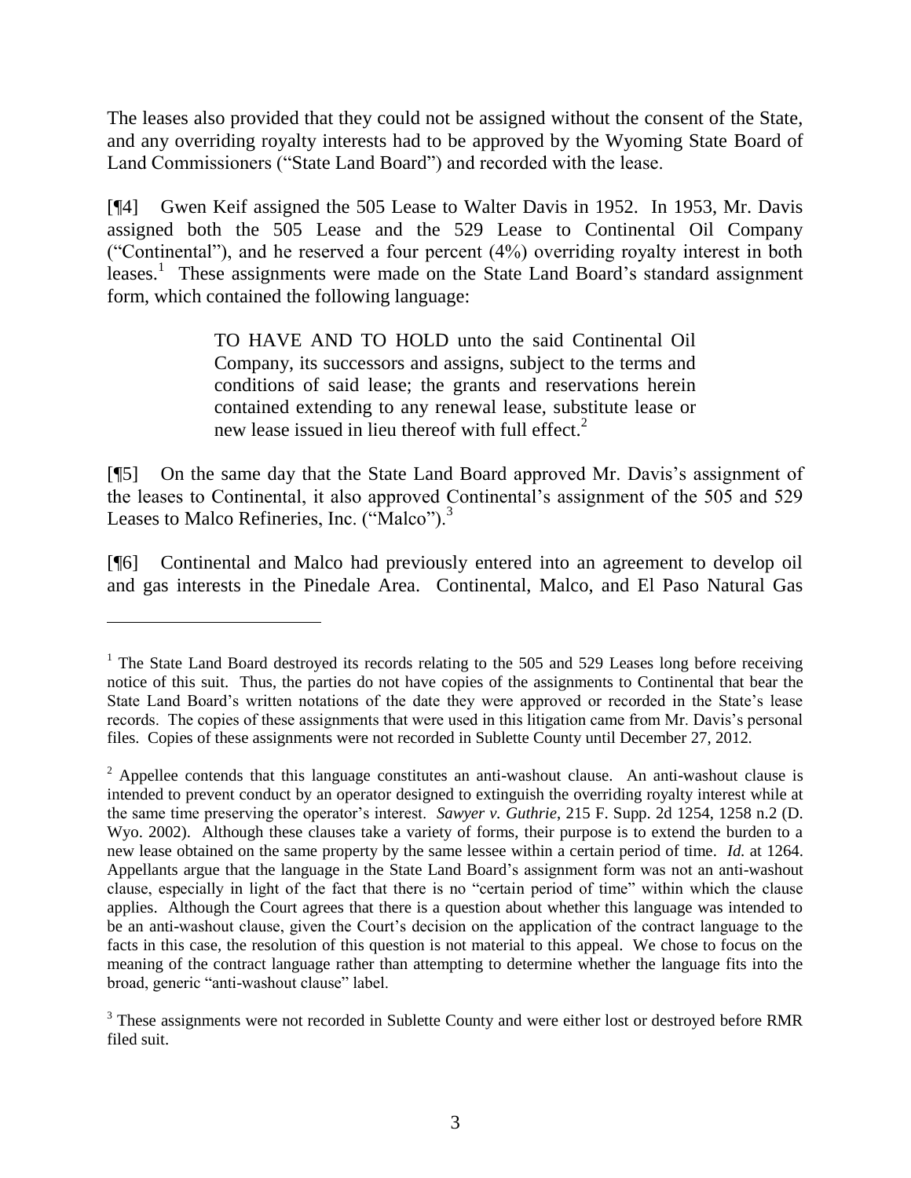The leases also provided that they could not be assigned without the consent of the State, and any overriding royalty interests had to be approved by the Wyoming State Board of Land Commissioners ("State Land Board") and recorded with the lease.

[¶4] Gwen Keif assigned the 505 Lease to Walter Davis in 1952. In 1953, Mr. Davis assigned both the 505 Lease and the 529 Lease to Continental Oil Company ("Continental"), and he reserved a four percent (4%) overriding royalty interest in both leases.[1] These assignments were made on the State Land Board's standard assignment form, which contained the following language:

> TO HAVE AND TO HOLD unto the said Continental Oil Company, its successors and assigns, subject to the terms and conditions of said lease; the grants and reservations herein contained extending to any renewal lease, substitute lease or new lease issued in lieu thereof with full effect.[2]

[¶5] On the same day that the State Land Board approved Mr. Davis's assignment of the leases to Continental, it also approved Continental's assignment of the 505 and 529 Leases to Malco Refineries, Inc. ("Malco").[3]

[¶6] Continental and Malco had previously entered into an agreement to develop oil and gas interests in the Pinedale Area. Continental, Malco, and El Paso Natural Gas

---

[1] The State Land Board destroyed its records relating to the 505 and 529 Leases long before receiving notice of this suit. Thus, the parties do not have copies of the assignments to Continental that bear the State Land Board's written notations of the date they were approved or recorded in the State's lease records. The copies of these assignments that were used in this litigation came from Mr. Davis's personal files. Copies of these assignments were not recorded in Sublette County until December 27, 2012.

[2] Appellee contends that this language constitutes an anti-washout clause. An anti-washout clause is intended to prevent conduct by an operator designed to extinguish the overriding royalty interest while at the same time preserving the operator's interest. *Sawyer v. Guthrie*, 215 F. Supp. 2d 1254, 1258 n.2 (D. Wyo. 2002). Although these clauses take a variety of forms, their purpose is to extend the burden to a new lease obtained on the same property by the same lessee within a certain period of time. *Id.* at 1264. Appellants argue that the language in the State Land Board's assignment form was not an anti-washout clause, especially in light of the fact that there is no "certain period of time" within which the clause applies. Although the Court agrees that there is a question about whether this language was intended to be an anti-washout clause, given the Court's decision on the application of the contract language to the facts in this case, the resolution of this question is not material to this appeal. We chose to focus on the meaning of the contract language rather than attempting to determine whether the language fits into the broad, generic "anti-washout clause" label.

[3] These assignments were not recorded in Sublette County and were either lost or destroyed before RMR filed suit.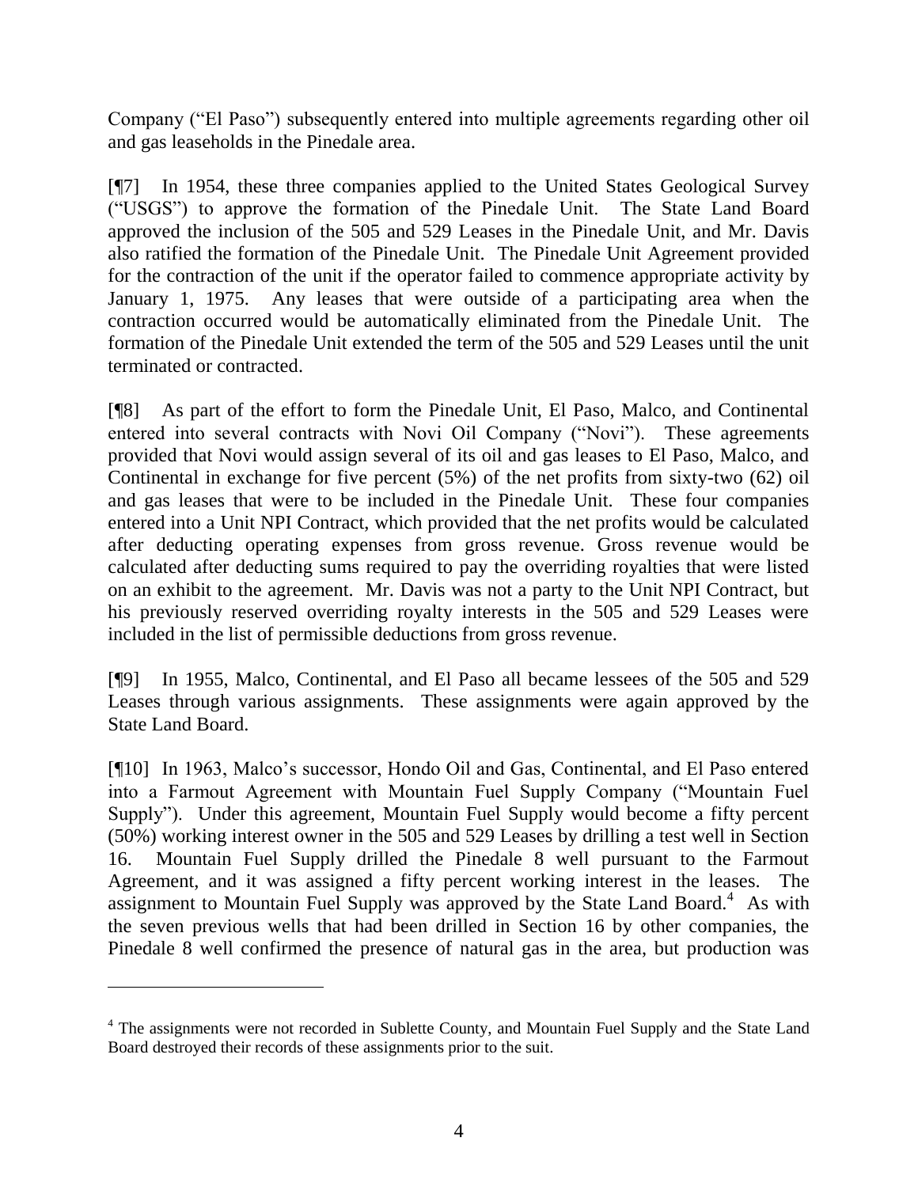Company ("El Paso") subsequently entered into multiple agreements regarding other oil and gas leaseholds in the Pinedale area.

[¶7] In 1954, these three companies applied to the United States Geological Survey ("USGS") to approve the formation of the Pinedale Unit. The State Land Board approved the inclusion of the 505 and 529 Leases in the Pinedale Unit, and Mr. Davis also ratified the formation of the Pinedale Unit. The Pinedale Unit Agreement provided for the contraction of the unit if the operator failed to commence appropriate activity by January 1, 1975. Any leases that were outside of a participating area when the contraction occurred would be automatically eliminated from the Pinedale Unit. The formation of the Pinedale Unit extended the term of the 505 and 529 Leases until the unit terminated or contracted.

[¶8] As part of the effort to form the Pinedale Unit, El Paso, Malco, and Continental entered into several contracts with Novi Oil Company ("Novi"). These agreements provided that Novi would assign several of its oil and gas leases to El Paso, Malco, and Continental in exchange for five percent (5%) of the net profits from sixty-two (62) oil and gas leases that were to be included in the Pinedale Unit. These four companies entered into a Unit NPI Contract, which provided that the net profits would be calculated after deducting operating expenses from gross revenue. Gross revenue would be calculated after deducting sums required to pay the overriding royalties that were listed on an exhibit to the agreement. Mr. Davis was not a party to the Unit NPI Contract, but his previously reserved overriding royalty interests in the 505 and 529 Leases were included in the list of permissible deductions from gross revenue.

[¶9] In 1955, Malco, Continental, and El Paso all became lessees of the 505 and 529 Leases through various assignments. These assignments were again approved by the State Land Board.

[¶10] In 1963, Malco's successor, Hondo Oil and Gas, Continental, and El Paso entered into a Farmout Agreement with Mountain Fuel Supply Company ("Mountain Fuel Supply"). Under this agreement, Mountain Fuel Supply would become a fifty percent (50%) working interest owner in the 505 and 529 Leases by drilling a test well in Section 16. Mountain Fuel Supply drilled the Pinedale 8 well pursuant to the Farmout Agreement, and it was assigned a fifty percent working interest in the leases. The assignment to Mountain Fuel Supply was approved by the State Land Board.[4] As with the seven previous wells that had been drilled in Section 16 by other companies, the Pinedale 8 well confirmed the presence of natural gas in the area, but production was

[4] The assignments were not recorded in Sublette County, and Mountain Fuel Supply and the State Land Board destroyed their records of these assignments prior to the suit.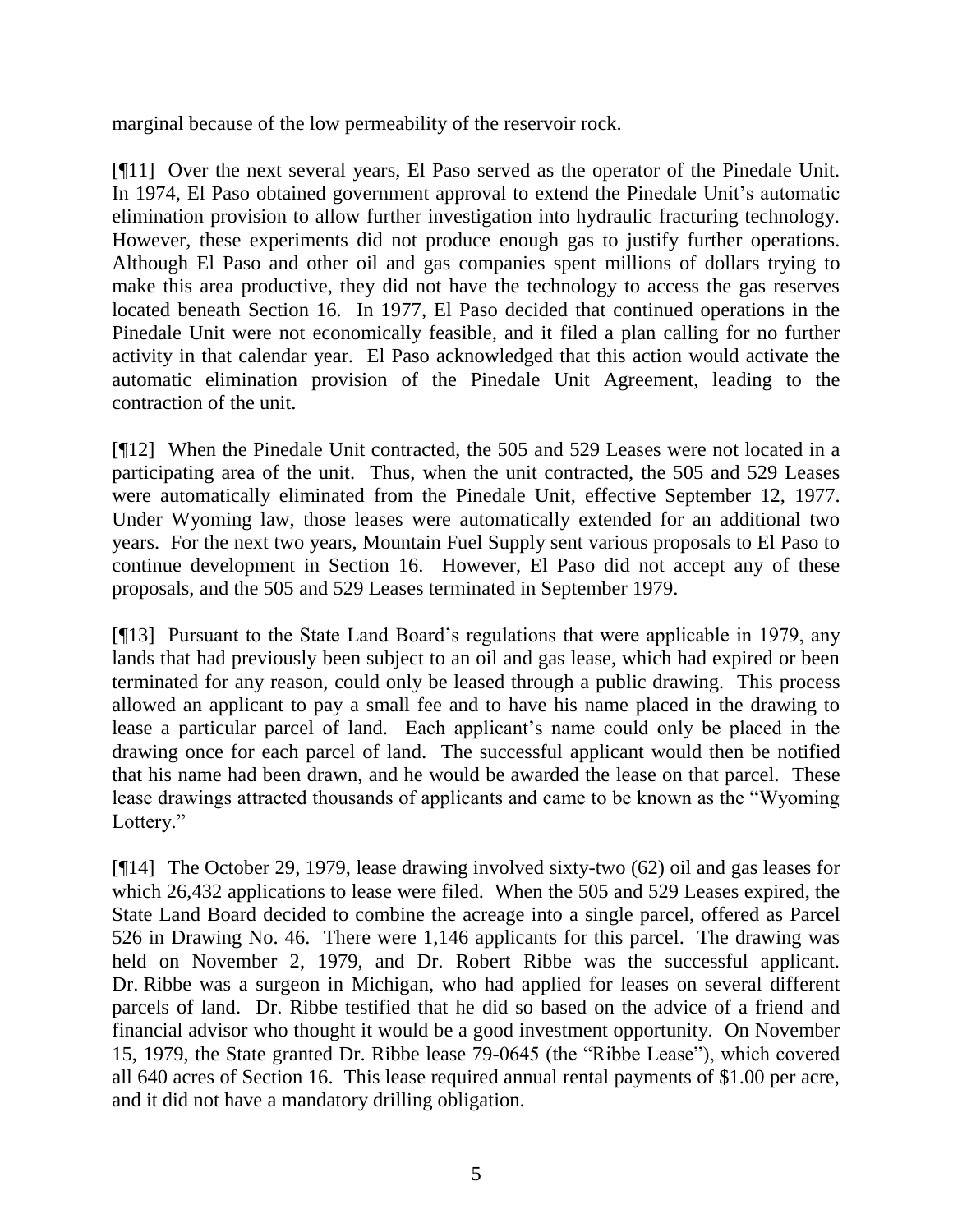marginal because of the low permeability of the reservoir rock.

[¶11] Over the next several years, El Paso served as the operator of the Pinedale Unit. In 1974, El Paso obtained government approval to extend the Pinedale Unit's automatic elimination provision to allow further investigation into hydraulic fracturing technology. However, these experiments did not produce enough gas to justify further operations. Although El Paso and other oil and gas companies spent millions of dollars trying to make this area productive, they did not have the technology to access the gas reserves located beneath Section 16. In 1977, El Paso decided that continued operations in the Pinedale Unit were not economically feasible, and it filed a plan calling for no further activity in that calendar year. El Paso acknowledged that this action would activate the automatic elimination provision of the Pinedale Unit Agreement, leading to the contraction of the unit.

[¶12] When the Pinedale Unit contracted, the 505 and 529 Leases were not located in a participating area of the unit. Thus, when the unit contracted, the 505 and 529 Leases were automatically eliminated from the Pinedale Unit, effective September 12, 1977. Under Wyoming law, those leases were automatically extended for an additional two years. For the next two years, Mountain Fuel Supply sent various proposals to El Paso to continue development in Section 16. However, El Paso did not accept any of these proposals, and the 505 and 529 Leases terminated in September 1979.

[¶13] Pursuant to the State Land Board's regulations that were applicable in 1979, any lands that had previously been subject to an oil and gas lease, which had expired or been terminated for any reason, could only be leased through a public drawing. This process allowed an applicant to pay a small fee and to have his name placed in the drawing to lease a particular parcel of land. Each applicant's name could only be placed in the drawing once for each parcel of land. The successful applicant would then be notified that his name had been drawn, and he would be awarded the lease on that parcel. These lease drawings attracted thousands of applicants and came to be known as the "Wyoming Lottery."

[¶14] The October 29, 1979, lease drawing involved sixty-two (62) oil and gas leases for which 26,432 applications to lease were filed. When the 505 and 529 Leases expired, the State Land Board decided to combine the acreage into a single parcel, offered as Parcel 526 in Drawing No. 46. There were 1,146 applicants for this parcel. The drawing was held on November 2, 1979, and Dr. Robert Ribbe was the successful applicant. Dr. Ribbe was a surgeon in Michigan, who had applied for leases on several different parcels of land. Dr. Ribbe testified that he did so based on the advice of a friend and financial advisor who thought it would be a good investment opportunity. On November 15, 1979, the State granted Dr. Ribbe lease 79-0645 (the "Ribbe Lease"), which covered all 640 acres of Section 16. This lease required annual rental payments of $1.00 per acre, and it did not have a mandatory drilling obligation.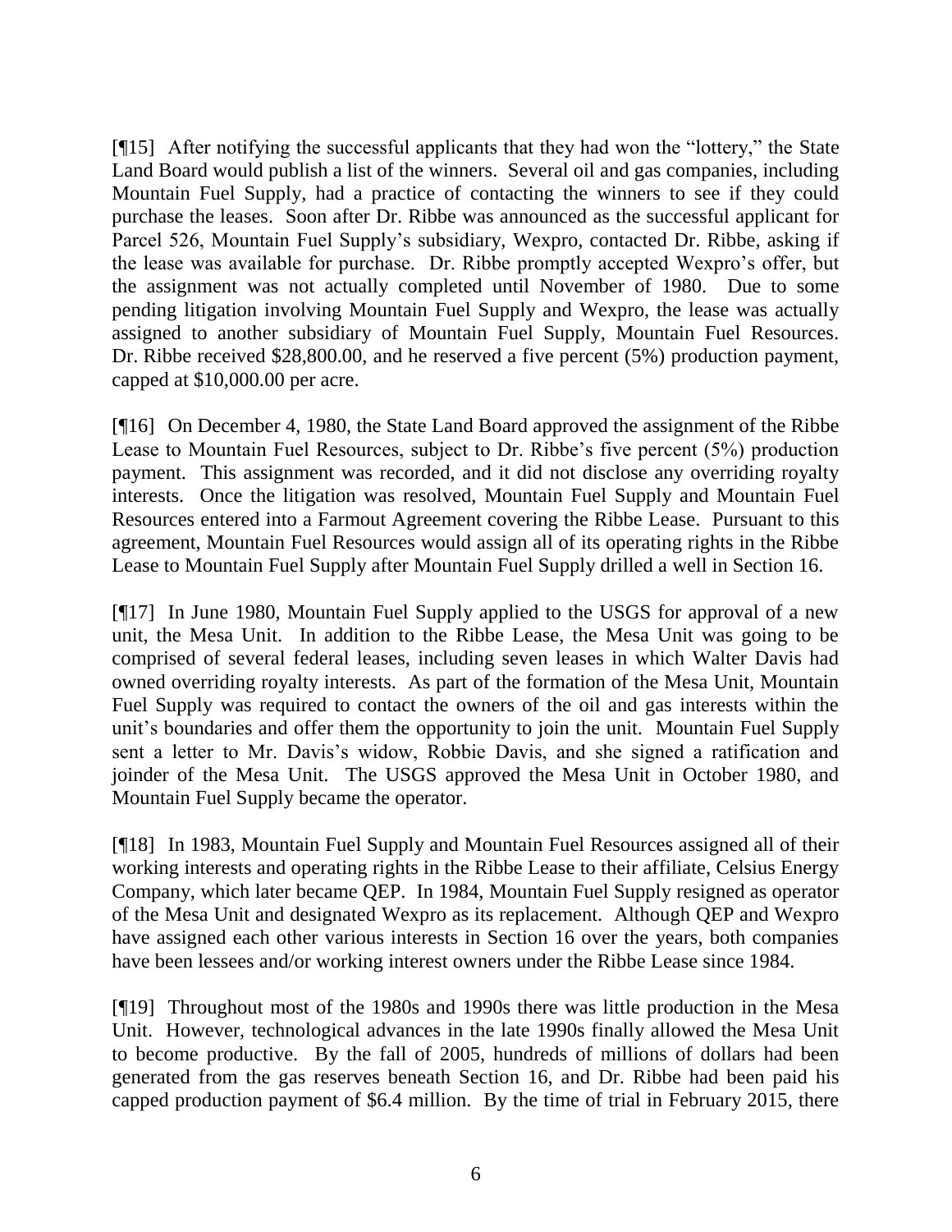[¶15] After notifying the successful applicants that they had won the "lottery," the State Land Board would publish a list of the winners. Several oil and gas companies, including Mountain Fuel Supply, had a practice of contacting the winners to see if they could purchase the leases. Soon after Dr. Ribbe was announced as the successful applicant for Parcel 526, Mountain Fuel Supply's subsidiary, Wexpro, contacted Dr. Ribbe, asking if the lease was available for purchase. Dr. Ribbe promptly accepted Wexpro's offer, but the assignment was not actually completed until November of 1980. Due to some pending litigation involving Mountain Fuel Supply and Wexpro, the lease was actually assigned to another subsidiary of Mountain Fuel Supply, Mountain Fuel Resources. Dr. Ribbe received $28,800.00, and he reserved a five percent (5%) production payment, capped at $10,000.00 per acre.

[¶16] On December 4, 1980, the State Land Board approved the assignment of the Ribbe Lease to Mountain Fuel Resources, subject to Dr. Ribbe's five percent (5%) production payment. This assignment was recorded, and it did not disclose any overriding royalty interests. Once the litigation was resolved, Mountain Fuel Supply and Mountain Fuel Resources entered into a Farmout Agreement covering the Ribbe Lease. Pursuant to this agreement, Mountain Fuel Resources would assign all of its operating rights in the Ribbe Lease to Mountain Fuel Supply after Mountain Fuel Supply drilled a well in Section 16.

[¶17] In June 1980, Mountain Fuel Supply applied to the USGS for approval of a new unit, the Mesa Unit. In addition to the Ribbe Lease, the Mesa Unit was going to be comprised of several federal leases, including seven leases in which Walter Davis had owned overriding royalty interests. As part of the formation of the Mesa Unit, Mountain Fuel Supply was required to contact the owners of the oil and gas interests within the unit's boundaries and offer them the opportunity to join the unit. Mountain Fuel Supply sent a letter to Mr. Davis's widow, Robbie Davis, and she signed a ratification and joinder of the Mesa Unit. The USGS approved the Mesa Unit in October 1980, and Mountain Fuel Supply became the operator.

[¶18] In 1983, Mountain Fuel Supply and Mountain Fuel Resources assigned all of their working interests and operating rights in the Ribbe Lease to their affiliate, Celsius Energy Company, which later became QEP. In 1984, Mountain Fuel Supply resigned as operator of the Mesa Unit and designated Wexpro as its replacement. Although QEP and Wexpro have assigned each other various interests in Section 16 over the years, both companies have been lessees and/or working interest owners under the Ribbe Lease since 1984.

[¶19] Throughout most of the 1980s and 1990s there was little production in the Mesa Unit. However, technological advances in the late 1990s finally allowed the Mesa Unit to become productive. By the fall of 2005, hundreds of millions of dollars had been generated from the gas reserves beneath Section 16, and Dr. Ribbe had been paid his capped production payment of $6.4 million. By the time of trial in February 2015, there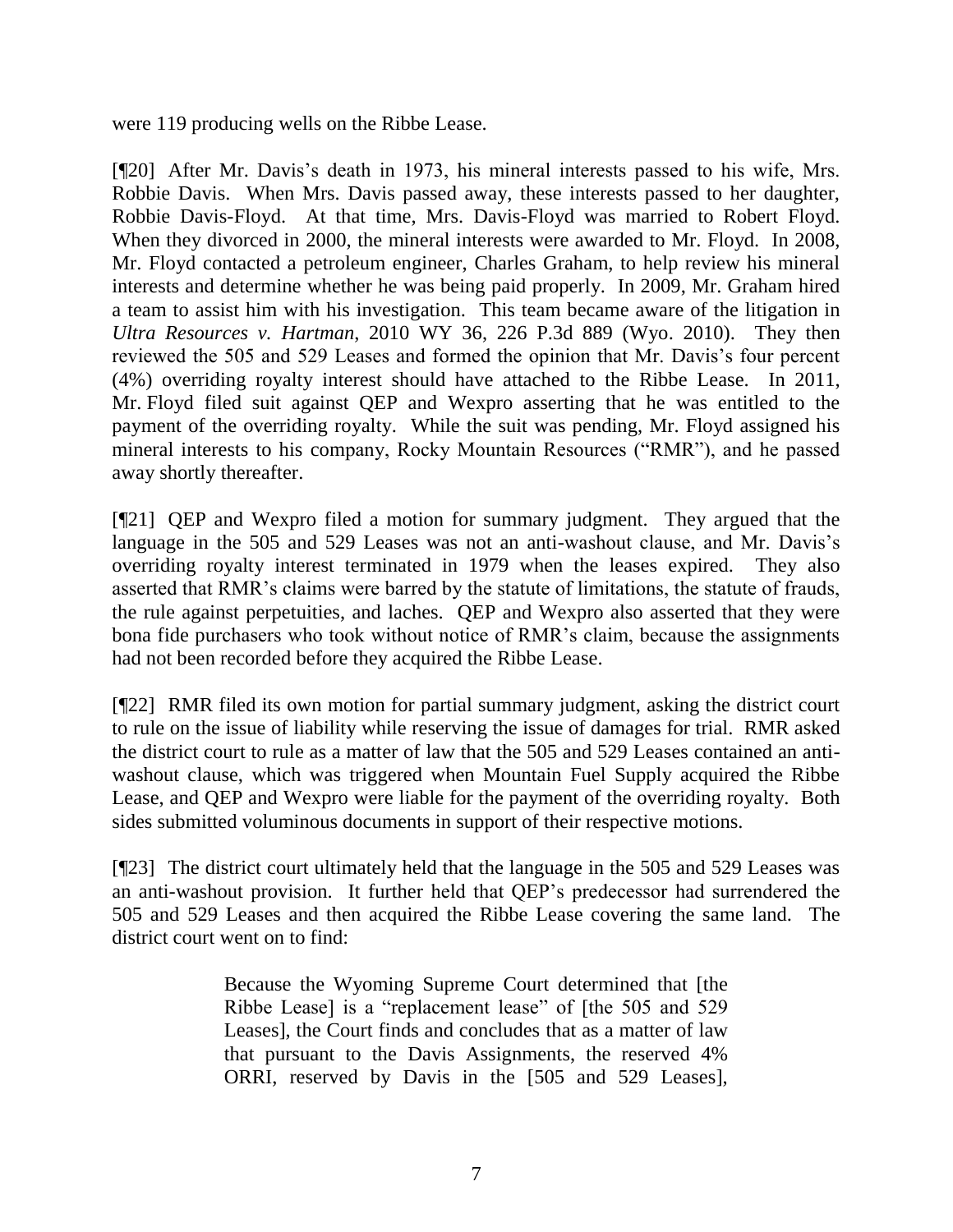were 119 producing wells on the Ribbe Lease.

[¶20] After Mr. Davis's death in 1973, his mineral interests passed to his wife, Mrs. Robbie Davis. When Mrs. Davis passed away, these interests passed to her daughter, Robbie Davis-Floyd. At that time, Mrs. Davis-Floyd was married to Robert Floyd. When they divorced in 2000, the mineral interests were awarded to Mr. Floyd. In 2008, Mr. Floyd contacted a petroleum engineer, Charles Graham, to help review his mineral interests and determine whether he was being paid properly. In 2009, Mr. Graham hired a team to assist him with his investigation. This team became aware of the litigation in *Ultra Resources v. Hartman*, 2010 WY 36, 226 P.3d 889 (Wyo. 2010). They then reviewed the 505 and 529 Leases and formed the opinion that Mr. Davis's four percent (4%) overriding royalty interest should have attached to the Ribbe Lease. In 2011, Mr. Floyd filed suit against QEP and Wexpro asserting that he was entitled to the payment of the overriding royalty. While the suit was pending, Mr. Floyd assigned his mineral interests to his company, Rocky Mountain Resources ("RMR"), and he passed away shortly thereafter.

[¶21] QEP and Wexpro filed a motion for summary judgment. They argued that the language in the 505 and 529 Leases was not an anti-washout clause, and Mr. Davis's overriding royalty interest terminated in 1979 when the leases expired. They also asserted that RMR's claims were barred by the statute of limitations, the statute of frauds, the rule against perpetuities, and laches. QEP and Wexpro also asserted that they were bona fide purchasers who took without notice of RMR's claim, because the assignments had not been recorded before they acquired the Ribbe Lease.

[¶22] RMR filed its own motion for partial summary judgment, asking the district court to rule on the issue of liability while reserving the issue of damages for trial. RMR asked the district court to rule as a matter of law that the 505 and 529 Leases contained an anti-washout clause, which was triggered when Mountain Fuel Supply acquired the Ribbe Lease, and QEP and Wexpro were liable for the payment of the overriding royalty. Both sides submitted voluminous documents in support of their respective motions.

[¶23] The district court ultimately held that the language in the 505 and 529 Leases was an anti-washout provision. It further held that QEP's predecessor had surrendered the 505 and 529 Leases and then acquired the Ribbe Lease covering the same land. The district court went on to find:

> Because the Wyoming Supreme Court determined that [the Ribbe Lease] is a "replacement lease" of [the 505 and 529 Leases], the Court finds and concludes that as a matter of law that pursuant to the Davis Assignments, the reserved 4% ORRI, reserved by Davis in the [505 and 529 Leases],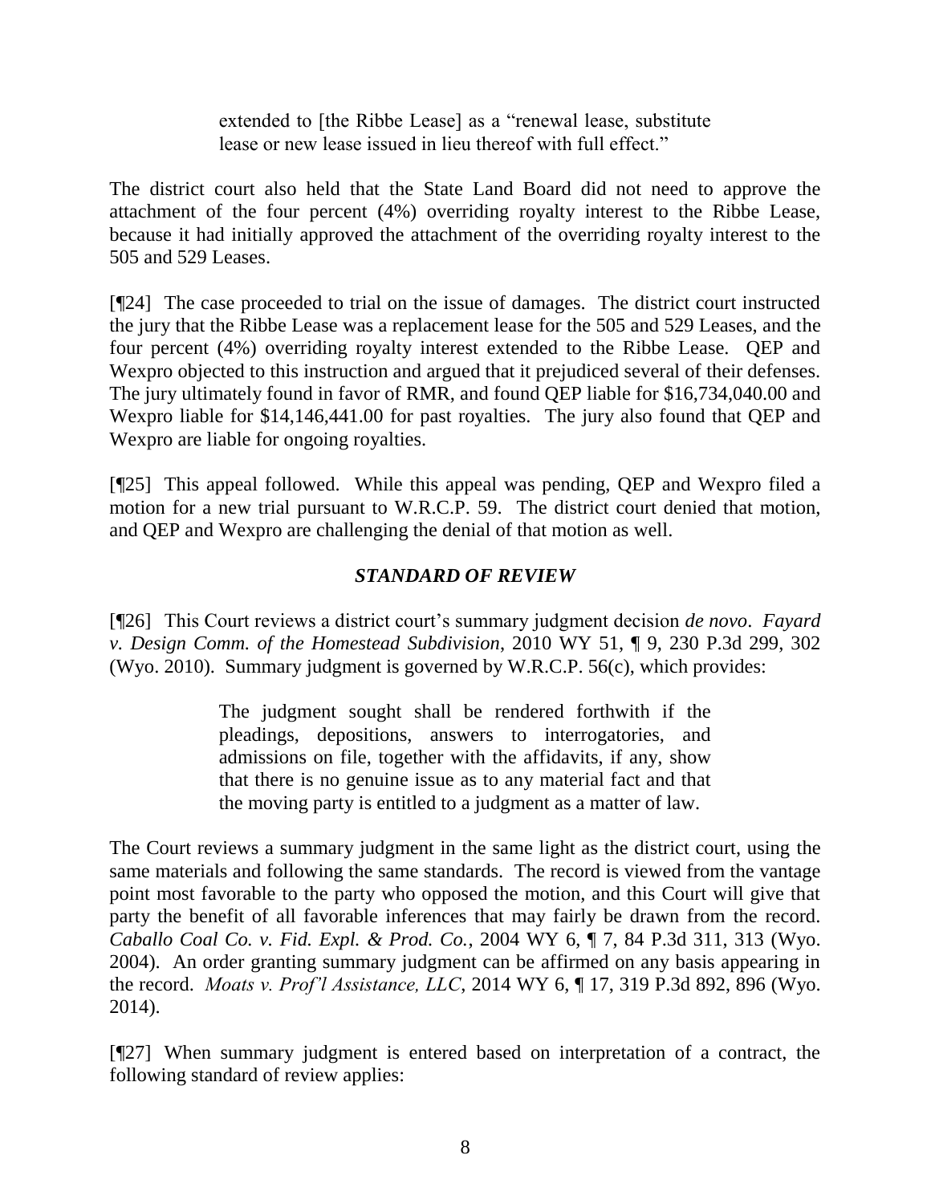> extended to [the Ribbe Lease] as a "renewal lease, substitute lease or new lease issued in lieu thereof with full effect."

The district court also held that the State Land Board did not need to approve the attachment of the four percent (4%) overriding royalty interest to the Ribbe Lease, because it had initially approved the attachment of the overriding royalty interest to the 505 and 529 Leases.

[¶24] The case proceeded to trial on the issue of damages. The district court instructed the jury that the Ribbe Lease was a replacement lease for the 505 and 529 Leases, and the four percent (4%) overriding royalty interest extended to the Ribbe Lease. QEP and Wexpro objected to this instruction and argued that it prejudiced several of their defenses. The jury ultimately found in favor of RMR, and found QEP liable for $16,734,040.00 and Wexpro liable for $14,146,441.00 for past royalties. The jury also found that QEP and Wexpro are liable for ongoing royalties.

[¶25] This appeal followed. While this appeal was pending, QEP and Wexpro filed a motion for a new trial pursuant to W.R.C.P. 59. The district court denied that motion, and QEP and Wexpro are challenging the denial of that motion as well.

### *STANDARD OF REVIEW*

[¶26] This Court reviews a district court's summary judgment decision *de novo*. *Fayard v. Design Comm. of the Homestead Subdivision*, 2010 WY 51, ¶ 9, 230 P.3d 299, 302 (Wyo. 2010). Summary judgment is governed by W.R.C.P. 56(c), which provides:

> The judgment sought shall be rendered forthwith if the pleadings, depositions, answers to interrogatories, and admissions on file, together with the affidavits, if any, show that there is no genuine issue as to any material fact and that the moving party is entitled to a judgment as a matter of law.

The Court reviews a summary judgment in the same light as the district court, using the same materials and following the same standards. The record is viewed from the vantage point most favorable to the party who opposed the motion, and this Court will give that party the benefit of all favorable inferences that may fairly be drawn from the record. *Caballo Coal Co. v. Fid. Expl. & Prod. Co.*, 2004 WY 6, ¶ 7, 84 P.3d 311, 313 (Wyo. 2004). An order granting summary judgment can be affirmed on any basis appearing in the record. *Moats v. Prof'l Assistance, LLC*, 2014 WY 6, ¶ 17, 319 P.3d 892, 896 (Wyo. 2014).

[¶27] When summary judgment is entered based on interpretation of a contract, the following standard of review applies: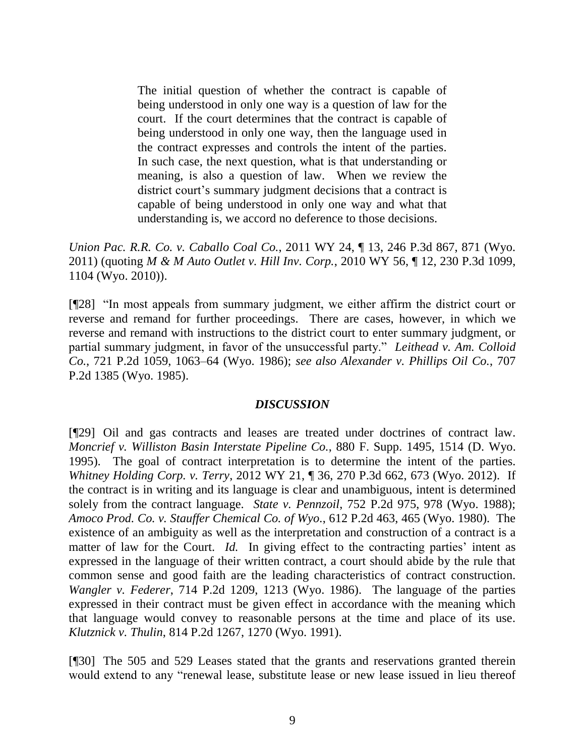> The initial question of whether the contract is capable of being understood in only one way is a question of law for the court. If the court determines that the contract is capable of being understood in only one way, then the language used in the contract expresses and controls the intent of the parties. In such case, the next question, what is that understanding or meaning, is also a question of law. When we review the district court's summary judgment decisions that a contract is capable of being understood in only one way and what that understanding is, we accord no deference to those decisions.

*Union Pac. R.R. Co. v. Caballo Coal Co.*, 2011 WY 24, ¶ 13, 246 P.3d 867, 871 (Wyo. 2011) (quoting *M & M Auto Outlet v. Hill Inv. Corp.*, 2010 WY 56, ¶ 12, 230 P.3d 1099, 1104 (Wyo. 2010)).

[¶28] "In most appeals from summary judgment, we either affirm the district court or reverse and remand for further proceedings. There are cases, however, in which we reverse and remand with instructions to the district court to enter summary judgment, or partial summary judgment, in favor of the unsuccessful party." *Leithead v. Am. Colloid Co.*, 721 P.2d 1059, 1063–64 (Wyo. 1986); *see also Alexander v. Phillips Oil Co.*, 707 P.2d 1385 (Wyo. 1985).

## *DISCUSSION*

[¶29] Oil and gas contracts and leases are treated under doctrines of contract law. *Moncrief v. Williston Basin Interstate Pipeline Co.*, 880 F. Supp. 1495, 1514 (D. Wyo. 1995). The goal of contract interpretation is to determine the intent of the parties. *Whitney Holding Corp. v. Terry*, 2012 WY 21, ¶ 36, 270 P.3d 662, 673 (Wyo. 2012). If the contract is in writing and its language is clear and unambiguous, intent is determined solely from the contract language. *State v. Pennzoil*, 752 P.2d 975, 978 (Wyo. 1988); *Amoco Prod. Co. v. Stauffer Chemical Co. of Wyo.*, 612 P.2d 463, 465 (Wyo. 1980). The existence of an ambiguity as well as the interpretation and construction of a contract is a matter of law for the Court. *Id.* In giving effect to the contracting parties' intent as expressed in the language of their written contract, a court should abide by the rule that common sense and good faith are the leading characteristics of contract construction. *Wangler v. Federer*, 714 P.2d 1209, 1213 (Wyo. 1986). The language of the parties expressed in their contract must be given effect in accordance with the meaning which that language would convey to reasonable persons at the time and place of its use. *Klutznick v. Thulin*, 814 P.2d 1267, 1270 (Wyo. 1991).

[¶30] The 505 and 529 Leases stated that the grants and reservations granted therein would extend to any "renewal lease, substitute lease or new lease issued in lieu thereof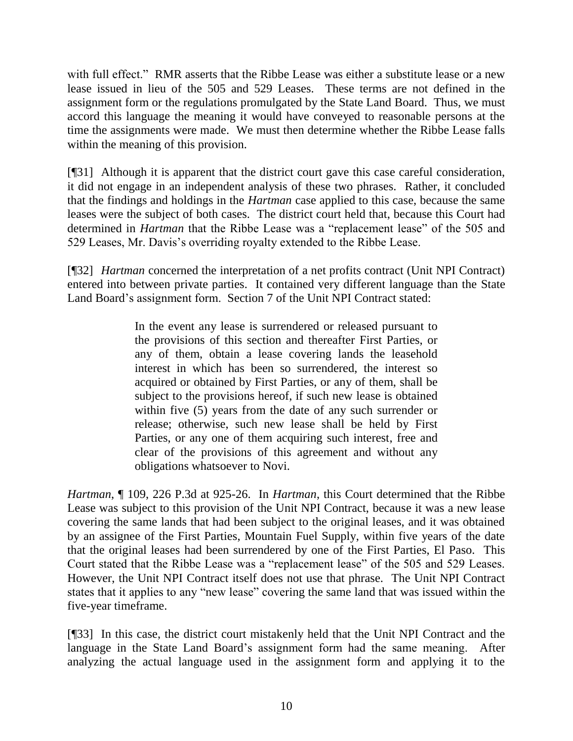with full effect." RMR asserts that the Ribbe Lease was either a substitute lease or a new lease issued in lieu of the 505 and 529 Leases. These terms are not defined in the assignment form or the regulations promulgated by the State Land Board. Thus, we must accord this language the meaning it would have conveyed to reasonable persons at the time the assignments were made. We must then determine whether the Ribbe Lease falls within the meaning of this provision.

[¶31] Although it is apparent that the district court gave this case careful consideration, it did not engage in an independent analysis of these two phrases. Rather, it concluded that the findings and holdings in the *Hartman* case applied to this case, because the same leases were the subject of both cases. The district court held that, because this Court had determined in *Hartman* that the Ribbe Lease was a "replacement lease" of the 505 and 529 Leases, Mr. Davis's overriding royalty extended to the Ribbe Lease.

[¶32] *Hartman* concerned the interpretation of a net profits contract (Unit NPI Contract) entered into between private parties. It contained very different language than the State Land Board's assignment form. Section 7 of the Unit NPI Contract stated:

> In the event any lease is surrendered or released pursuant to the provisions of this section and thereafter First Parties, or any of them, obtain a lease covering lands the leasehold interest in which has been so surrendered, the interest so acquired or obtained by First Parties, or any of them, shall be subject to the provisions hereof, if such new lease is obtained within five (5) years from the date of any such surrender or release; otherwise, such new lease shall be held by First Parties, or any one of them acquiring such interest, free and clear of the provisions of this agreement and without any obligations whatsoever to Novi.

*Hartman*, ¶ 109, 226 P.3d at 925-26. In *Hartman*, this Court determined that the Ribbe Lease was subject to this provision of the Unit NPI Contract, because it was a new lease covering the same lands that had been subject to the original leases, and it was obtained by an assignee of the First Parties, Mountain Fuel Supply, within five years of the date that the original leases had been surrendered by one of the First Parties, El Paso. This Court stated that the Ribbe Lease was a "replacement lease" of the 505 and 529 Leases. However, the Unit NPI Contract itself does not use that phrase. The Unit NPI Contract states that it applies to any "new lease" covering the same land that was issued within the five-year timeframe.

[¶33] In this case, the district court mistakenly held that the Unit NPI Contract and the language in the State Land Board's assignment form had the same meaning. After analyzing the actual language used in the assignment form and applying it to the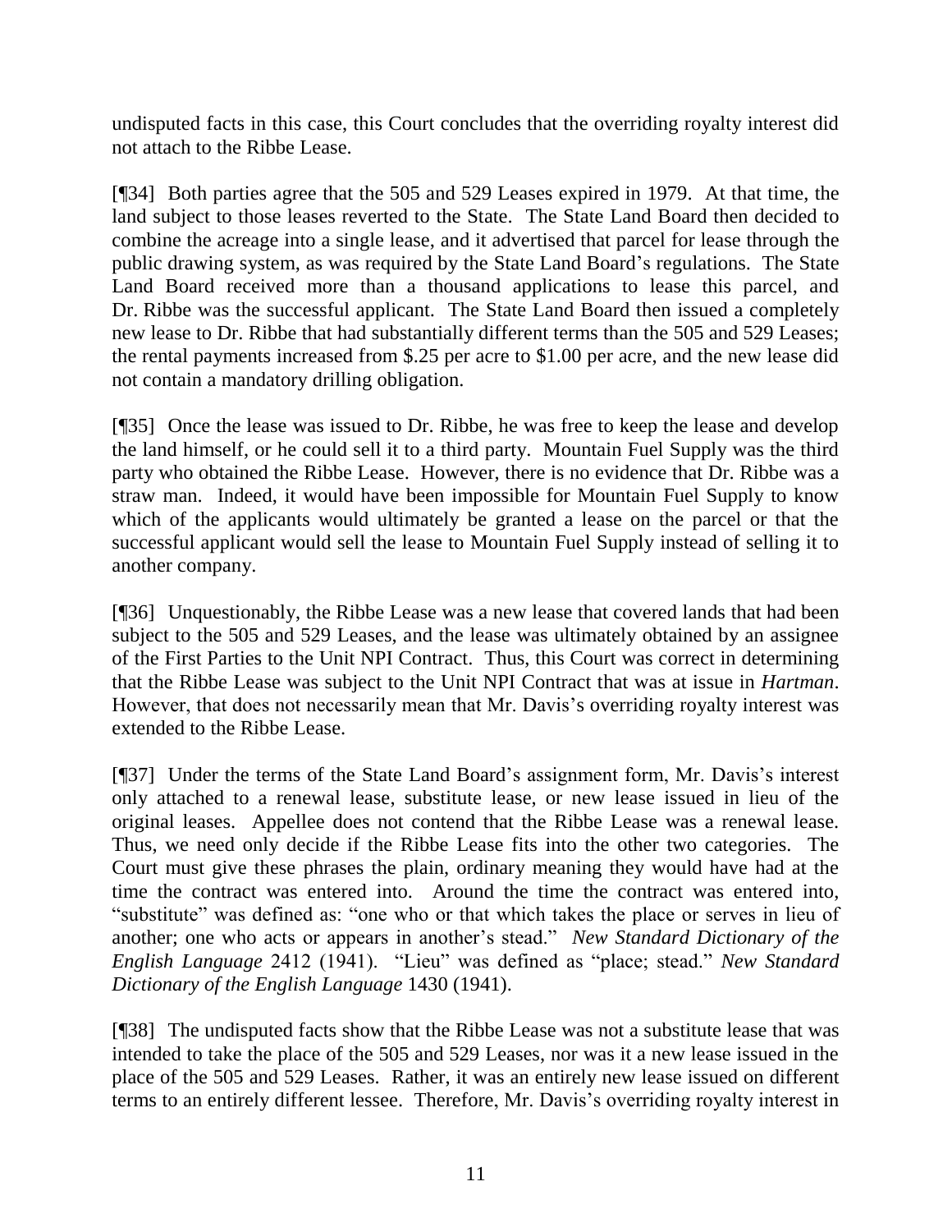undisputed facts in this case, this Court concludes that the overriding royalty interest did not attach to the Ribbe Lease.

[¶34] Both parties agree that the 505 and 529 Leases expired in 1979. At that time, the land subject to those leases reverted to the State. The State Land Board then decided to combine the acreage into a single lease, and it advertised that parcel for lease through the public drawing system, as was required by the State Land Board's regulations. The State Land Board received more than a thousand applications to lease this parcel, and Dr. Ribbe was the successful applicant. The State Land Board then issued a completely new lease to Dr. Ribbe that had substantially different terms than the 505 and 529 Leases; the rental payments increased from $.25 per acre to $1.00 per acre, and the new lease did not contain a mandatory drilling obligation.

[¶35] Once the lease was issued to Dr. Ribbe, he was free to keep the lease and develop the land himself, or he could sell it to a third party. Mountain Fuel Supply was the third party who obtained the Ribbe Lease. However, there is no evidence that Dr. Ribbe was a straw man. Indeed, it would have been impossible for Mountain Fuel Supply to know which of the applicants would ultimately be granted a lease on the parcel or that the successful applicant would sell the lease to Mountain Fuel Supply instead of selling it to another company.

[¶36] Unquestionably, the Ribbe Lease was a new lease that covered lands that had been subject to the 505 and 529 Leases, and the lease was ultimately obtained by an assignee of the First Parties to the Unit NPI Contract. Thus, this Court was correct in determining that the Ribbe Lease was subject to the Unit NPI Contract that was at issue in *Hartman*. However, that does not necessarily mean that Mr. Davis's overriding royalty interest was extended to the Ribbe Lease.

[¶37] Under the terms of the State Land Board's assignment form, Mr. Davis's interest only attached to a renewal lease, substitute lease, or new lease issued in lieu of the original leases. Appellee does not contend that the Ribbe Lease was a renewal lease. Thus, we need only decide if the Ribbe Lease fits into the other two categories. The Court must give these phrases the plain, ordinary meaning they would have had at the time the contract was entered into. Around the time the contract was entered into, "substitute" was defined as: "one who or that which takes the place or serves in lieu of another; one who acts or appears in another's stead." *New Standard Dictionary of the English Language* 2412 (1941). "Lieu" was defined as "place; stead." *New Standard Dictionary of the English Language* 1430 (1941).

[¶38] The undisputed facts show that the Ribbe Lease was not a substitute lease that was intended to take the place of the 505 and 529 Leases, nor was it a new lease issued in the place of the 505 and 529 Leases. Rather, it was an entirely new lease issued on different terms to an entirely different lessee. Therefore, Mr. Davis's overriding royalty interest in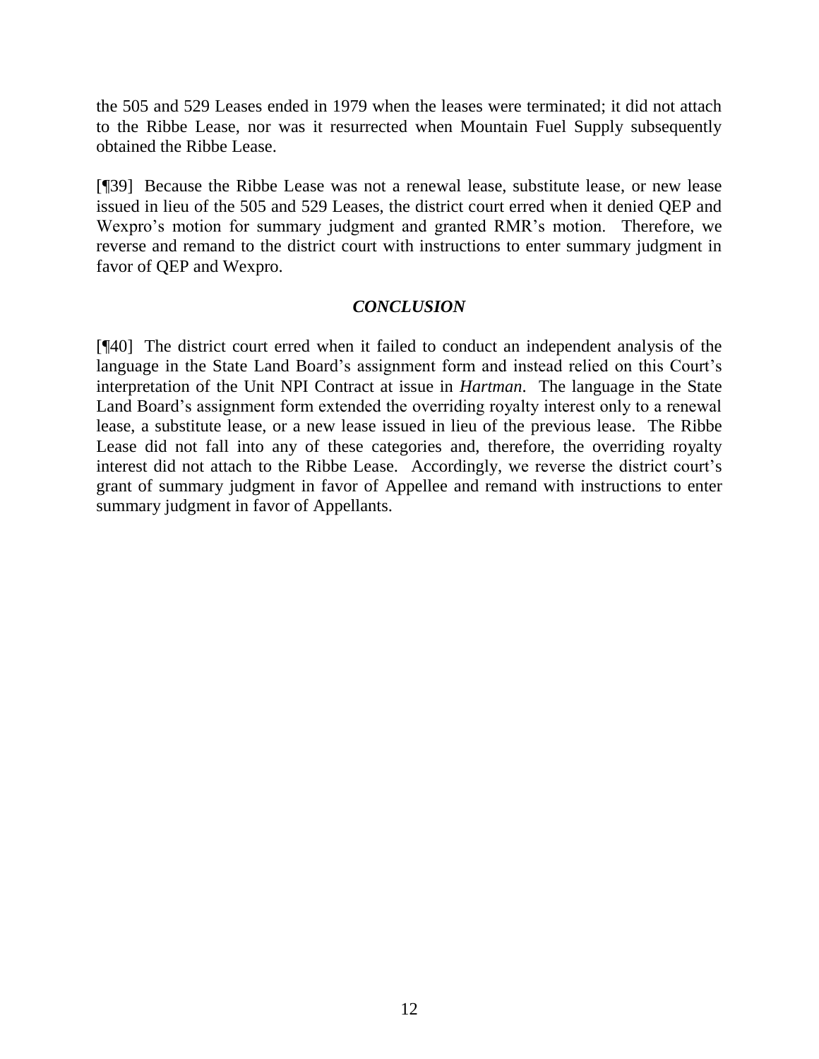the 505 and 529 Leases ended in 1979 when the leases were terminated; it did not attach to the Ribbe Lease, nor was it resurrected when Mountain Fuel Supply subsequently obtained the Ribbe Lease.

[¶39] Because the Ribbe Lease was not a renewal lease, substitute lease, or new lease issued in lieu of the 505 and 529 Leases, the district court erred when it denied QEP and Wexpro's motion for summary judgment and granted RMR's motion. Therefore, we reverse and remand to the district court with instructions to enter summary judgment in favor of QEP and Wexpro.

## *CONCLUSION*

[¶40] The district court erred when it failed to conduct an independent analysis of the language in the State Land Board's assignment form and instead relied on this Court's interpretation of the Unit NPI Contract at issue in *Hartman*. The language in the State Land Board's assignment form extended the overriding royalty interest only to a renewal lease, a substitute lease, or a new lease issued in lieu of the previous lease. The Ribbe Lease did not fall into any of these categories and, therefore, the overriding royalty interest did not attach to the Ribbe Lease. Accordingly, we reverse the district court's grant of summary judgment in favor of Appellee and remand with instructions to enter summary judgment in favor of Appellants.